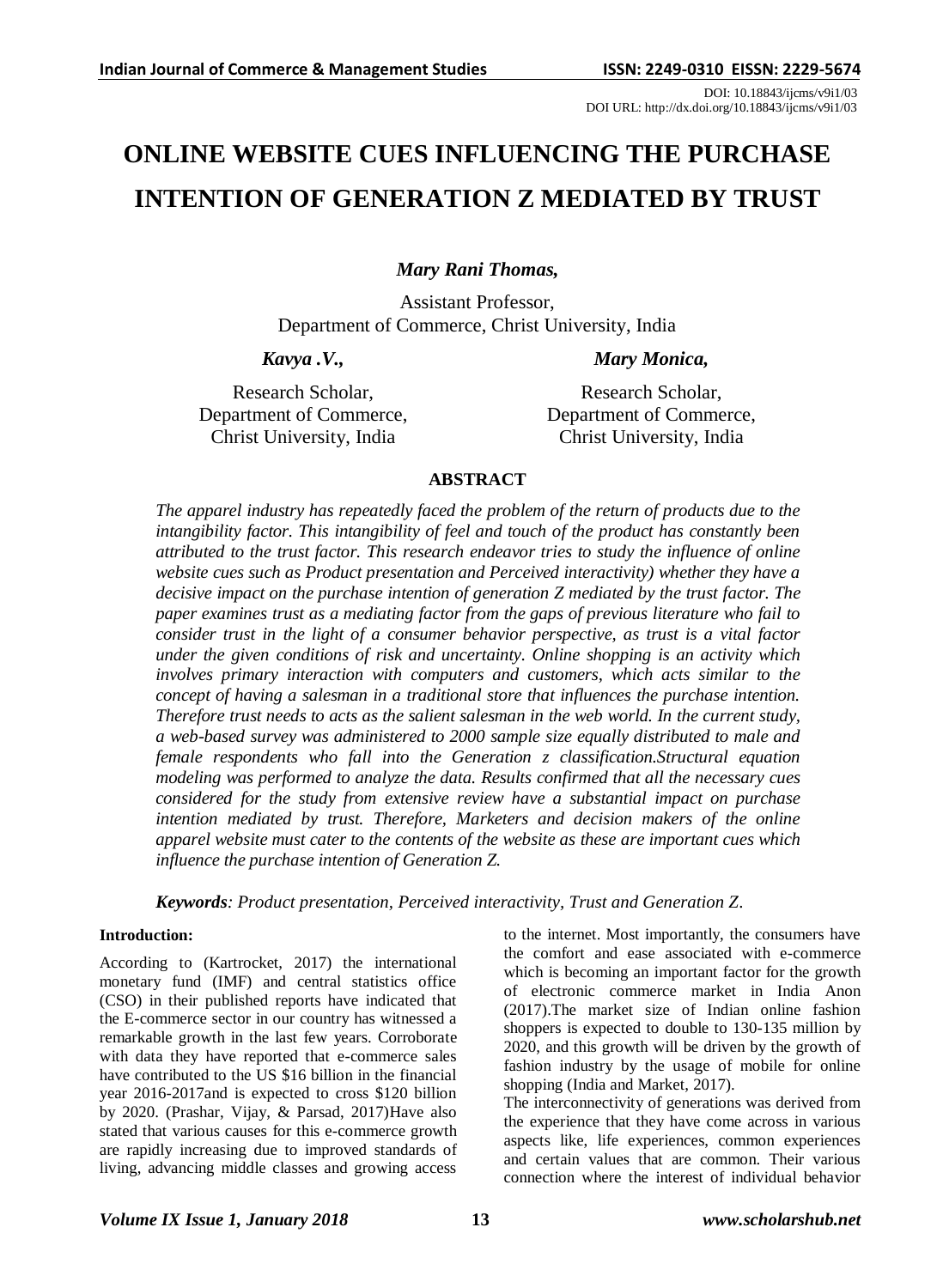DOI: 10.18843/ijcms/v9i1/03
DOI URL: http://dx.doi.org/10.18843/ijcms/v9i1/03

# ONLINE WEBSITE CUES INFLUENCING THE PURCHASE INTENTION OF GENERATION Z MEDIATED BY TRUST

***Mary Rani Thomas,***

Assistant Professor,
Department of Commerce, Christ University, India

***Kavya .V.,***

Research Scholar,
Department of Commerce,
Christ University, India

***Mary Monica,***

Research Scholar,
Department of Commerce,
Christ University, India

## ABSTRACT

*The apparel industry has repeatedly faced the problem of the return of products due to the intangibility factor. This intangibility of feel and touch of the product has constantly been attributed to the trust factor. This research endeavor tries to study the influence of online website cues such as Product presentation and Perceived interactivity) whether they have a decisive impact on the purchase intention of generation Z mediated by the trust factor. The paper examines trust as a mediating factor from the gaps of previous literature who fail to consider trust in the light of a consumer behavior perspective, as trust is a vital factor under the given conditions of risk and uncertainty. Online shopping is an activity which involves primary interaction with computers and customers, which acts similar to the concept of having a salesman in a traditional store that influences the purchase intention. Therefore trust needs to acts as the salient salesman in the web world. In the current study, a web-based survey was administered to 2000 sample size equally distributed to male and female respondents who fall into the Generation z classification.Structural equation modeling was performed to analyze the data. Results confirmed that all the necessary cues considered for the study from extensive review have a substantial impact on purchase intention mediated by trust. Therefore, Marketers and decision makers of the online apparel website must cater to the contents of the website as these are important cues which influence the purchase intention of Generation Z.*

***Keywords**: Product presentation, Perceived interactivity, Trust and Generation Z.*

### Introduction:

According to (Kartrocket, 2017) the international monetary fund (IMF) and central statistics office (CSO) in their published reports have indicated that the E-commerce sector in our country has witnessed a remarkable growth in the last few years. Corroborate with data they have reported that e-commerce sales have contributed to the US $16 billion in the financial year 2016-2017and is expected to cross $120 billion by 2020. (Prashar, Vijay, & Parsad, 2017)Have also stated that various causes for this e-commerce growth are rapidly increasing due to improved standards of living, advancing middle classes and growing access to the internet. Most importantly, the consumers have the comfort and ease associated with e-commerce which is becoming an important factor for the growth of electronic commerce market in India Anon (2017).The market size of Indian online fashion shoppers is expected to double to 130-135 million by 2020, and this growth will be driven by the growth of fashion industry by the usage of mobile for online shopping (India and Market, 2017).

The interconnectivity of generations was derived from the experience that they have come across in various aspects like, life experiences, common experiences and certain values that are common. Their various connection where the interest of individual behavior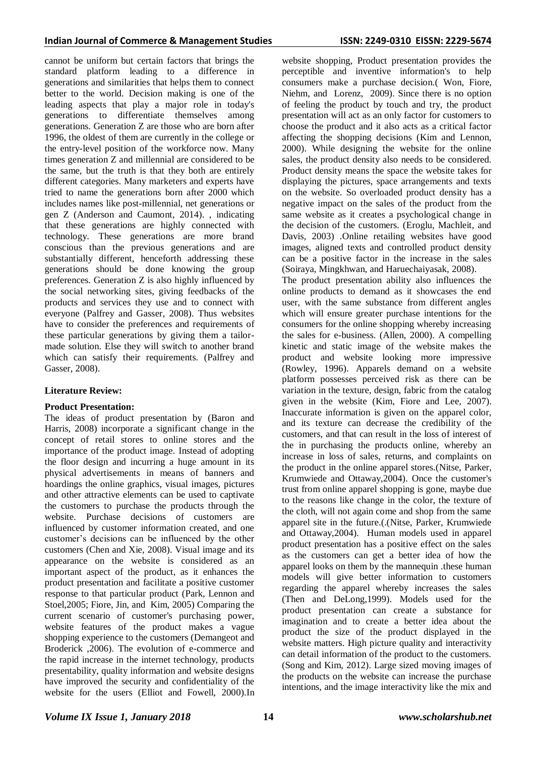cannot be uniform but certain factors that brings the standard platform leading to a difference in generations and similarities that helps them to connect better to the world. Decision making is one of the leading aspects that play a major role in today's generations to differentiate themselves among generations. Generation Z are those who are born after 1996, the oldest of them are currently in the college or the entry-level position of the workforce now. Many times generation Z and millennial are considered to be the same, but the truth is that they both are entirely different categories. Many marketers and experts have tried to name the generations born after 2000 which includes names like post-millennial, net generations or gen Z (Anderson and Caumont, 2014). , indicating that these generations are highly connected with technology. These generations are more brand conscious than the previous generations and are substantially different, henceforth addressing these generations should be done knowing the group preferences. Generation Z is also highly influenced by the social networking sites, giving feedbacks of the products and services they use and to connect with everyone (Palfrey and Gasser, 2008). Thus websites have to consider the preferences and requirements of these particular generations by giving them a tailor-made solution. Else they will switch to another brand which can satisfy their requirements. (Palfrey and Gasser, 2008).

**Literature Review:**

**Product Presentation:**

The ideas of product presentation by (Baron and Harris, 2008) incorporate a significant change in the concept of retail stores to online stores and the importance of the product image. Instead of adopting the floor design and incurring a huge amount in its physical advertisements in means of banners and hoardings the online graphics, visual images, pictures and other attractive elements can be used to captivate the customers to purchase the products through the website. Purchase decisions of customers are influenced by customer information created, and one customer's decisions can be influenced by the other customers (Chen and Xie, 2008). Visual image and its appearance on the website is considered as an important aspect of the product, as it enhances the product presentation and facilitate a positive customer response to that particular product (Park, Lennon and Stoel,2005; Fiore, Jin, and Kim, 2005) Comparing the current scenario of customer's purchasing power, website features of the product makes a vague shopping experience to the customers (Demangeot and Broderick ,2006). The evolution of e-commerce and the rapid increase in the internet technology, products presentability, quality information and website designs have improved the security and confidentiality of the website for the users (Elliot and Fowell, 2000).In website shopping, Product presentation provides the perceptible and inventive information's to help consumers make a purchase decision.( Won, Fiore, Niehm, and Lorenz, 2009). Since there is no option of feeling the product by touch and try, the product presentation will act as an only factor for customers to choose the product and it also acts as a critical factor affecting the shopping decisions (Kim and Lennon, 2000). While designing the website for the online sales, the product density also needs to be considered. Product density means the space the website takes for displaying the pictures, space arrangements and texts on the website. So overloaded product density has a negative impact on the sales of the product from the same website as it creates a psychological change in the decision of the customers. (Eroglu, Machleit, and Davis, 2003) .Online retailing websites have good images, aligned texts and controlled product density can be a positive factor in the increase in the sales (Soiraya, Mingkhwan, and Haruechaiyasak, 2008).

The product presentation ability also influences the online products to demand as it showcases the end user, with the same substance from different angles which will ensure greater purchase intentions for the consumers for the online shopping whereby increasing the sales for e-business. (Allen, 2000). A compelling kinetic and static image of the website makes the product and website looking more impressive (Rowley, 1996). Apparels demand on a website platform possesses perceived risk as there can be variation in the texture, design, fabric from the catalog given in the website (Kim, Fiore and Lee, 2007). Inaccurate information is given on the apparel color, and its texture can decrease the credibility of the customers, and that can result in the loss of interest of the in purchasing the products online, whereby an increase in loss of sales, returns, and complaints on the product in the online apparel stores.(Nitse, Parker, Krumwiede and Ottaway,2004). Once the customer's trust from online apparel shopping is gone, maybe due to the reasons like change in the color, the texture of the cloth, will not again come and shop from the same apparel site in the future.(.(Nitse, Parker, Krumwiede and Ottaway,2004). Human models used in apparel product presentation has a positive effect on the sales as the customers can get a better idea of how the apparel looks on them by the mannequin .these human models will give better information to customers regarding the apparel whereby increases the sales (Then and DeLong,1999). Models used for the product presentation can create a substance for imagination and to create a better idea about the product the size of the product displayed in the website matters. High picture quality and interactivity can detail information of the product to the customers. (Song and Kim, 2012). Large sized moving images of the products on the website can increase the purchase intentions, and the image interactivity like the mix and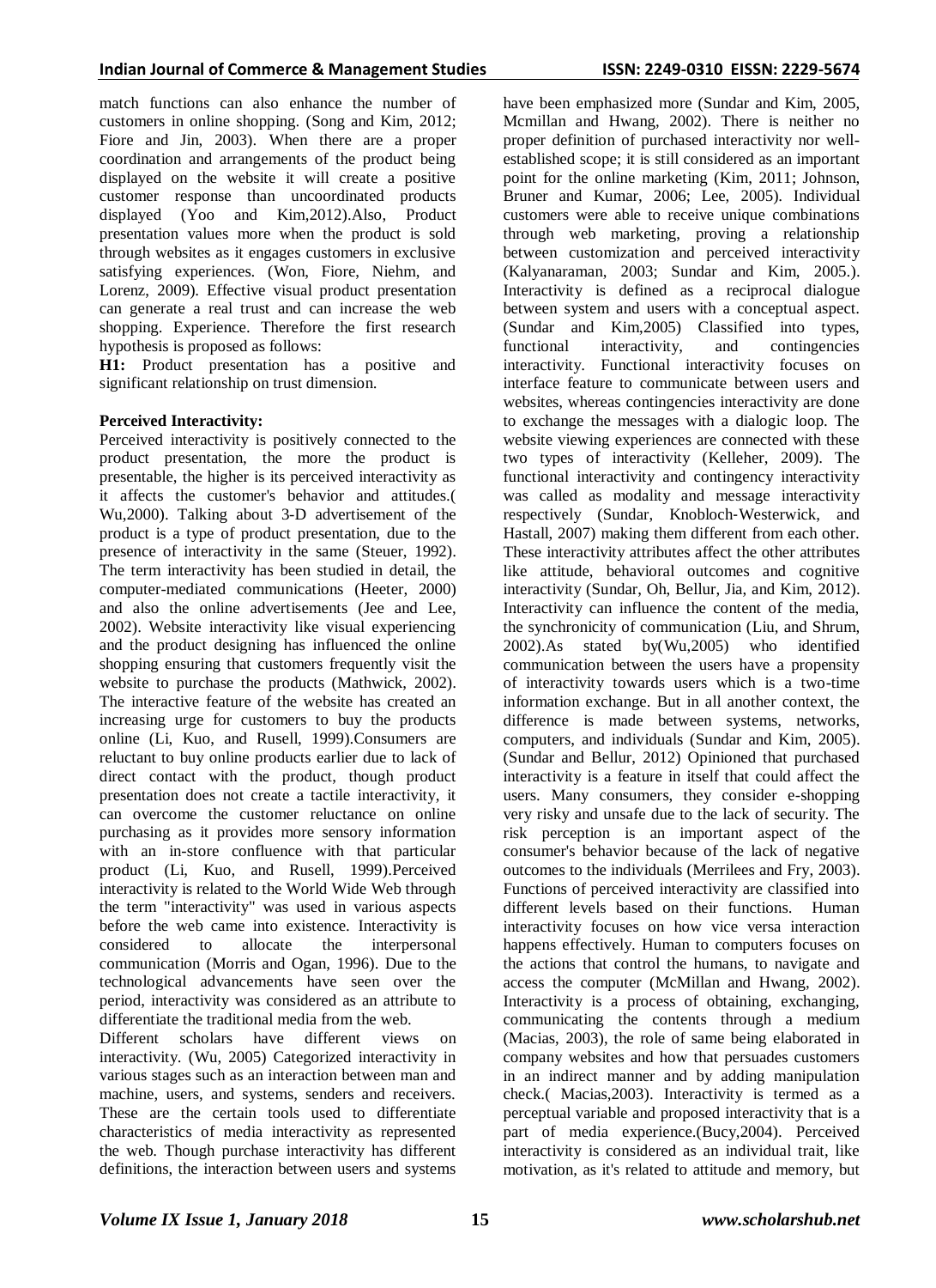match functions can also enhance the number of customers in online shopping. (Song and Kim, 2012; Fiore and Jin, 2003). When there are a proper coordination and arrangements of the product being displayed on the website it will create a positive customer response than uncoordinated products displayed (Yoo and Kim,2012).Also, Product presentation values more when the product is sold through websites as it engages customers in exclusive satisfying experiences. (Won, Fiore, Niehm, and Lorenz, 2009). Effective visual product presentation can generate a real trust and can increase the web shopping. Experience. Therefore the first research hypothesis is proposed as follows:

**H1:** Product presentation has a positive and significant relationship on trust dimension.

**Perceived Interactivity:**

Perceived interactivity is positively connected to the product presentation, the more the product is presentable, the higher is its perceived interactivity as it affects the customer's behavior and attitudes.( Wu,2000). Talking about 3-D advertisement of the product is a type of product presentation, due to the presence of interactivity in the same (Steuer, 1992). The term interactivity has been studied in detail, the computer-mediated communications (Heeter, 2000) and also the online advertisements (Jee and Lee, 2002). Website interactivity like visual experiencing and the product designing has influenced the online shopping ensuring that customers frequently visit the website to purchase the products (Mathwick, 2002). The interactive feature of the website has created an increasing urge for customers to buy the products online (Li, Kuo, and Rusell, 1999).Consumers are reluctant to buy online products earlier due to lack of direct contact with the product, though product presentation does not create a tactile interactivity, it can overcome the customer reluctance on online purchasing as it provides more sensory information with an in-store confluence with that particular product (Li, Kuo, and Rusell, 1999).Perceived interactivity is related to the World Wide Web through the term "interactivity" was used in various aspects before the web came into existence. Interactivity is considered to allocate the interpersonal communication (Morris and Ogan, 1996). Due to the technological advancements have seen over the period, interactivity was considered as an attribute to differentiate the traditional media from the web.

Different scholars have different views on interactivity. (Wu, 2005) Categorized interactivity in various stages such as an interaction between man and machine, users, and systems, senders and receivers. These are the certain tools used to differentiate characteristics of media interactivity as represented the web. Though purchase interactivity has different definitions, the interaction between users and systems have been emphasized more (Sundar and Kim, 2005, Mcmillan and Hwang, 2002). There is neither no proper definition of purchased interactivity nor well-established scope; it is still considered as an important point for the online marketing (Kim, 2011; Johnson, Bruner and Kumar, 2006; Lee, 2005). Individual customers were able to receive unique combinations through web marketing, proving a relationship between customization and perceived interactivity (Kalyanaraman, 2003; Sundar and Kim, 2005.). Interactivity is defined as a reciprocal dialogue between system and users with a conceptual aspect. (Sundar and Kim,2005) Classified into types, functional interactivity, and contingencies interactivity. Functional interactivity focuses on interface feature to communicate between users and websites, whereas contingencies interactivity are done to exchange the messages with a dialogic loop. The website viewing experiences are connected with these two types of interactivity (Kelleher, 2009). The functional interactivity and contingency interactivity was called as modality and message interactivity respectively (Sundar, Knobloch-Westerwick, and Hastall, 2007) making them different from each other. These interactivity attributes affect the other attributes like attitude, behavioral outcomes and cognitive interactivity (Sundar, Oh, Bellur, Jia, and Kim, 2012). Interactivity can influence the content of the media, the synchronicity of communication (Liu, and Shrum, 2002).As stated by(Wu,2005) who identified communication between the users have a propensity of interactivity towards users which is a two-time information exchange. But in all another context, the difference is made between systems, networks, computers, and individuals (Sundar and Kim, 2005). (Sundar and Bellur, 2012) Opinioned that purchased interactivity is a feature in itself that could affect the users. Many consumers, they consider e-shopping very risky and unsafe due to the lack of security. The risk perception is an important aspect of the consumer's behavior because of the lack of negative outcomes to the individuals (Merrilees and Fry, 2003). Functions of perceived interactivity are classified into different levels based on their functions. Human interactivity focuses on how vice versa interaction happens effectively. Human to computers focuses on the actions that control the humans, to navigate and access the computer (McMillan and Hwang, 2002). Interactivity is a process of obtaining, exchanging, communicating the contents through a medium (Macias, 2003), the role of same being elaborated in company websites and how that persuades customers in an indirect manner and by adding manipulation check.( Macias,2003). Interactivity is termed as a perceptual variable and proposed interactivity that is a part of media experience.(Bucy,2004). Perceived interactivity is considered as an individual trait, like motivation, as it's related to attitude and memory, but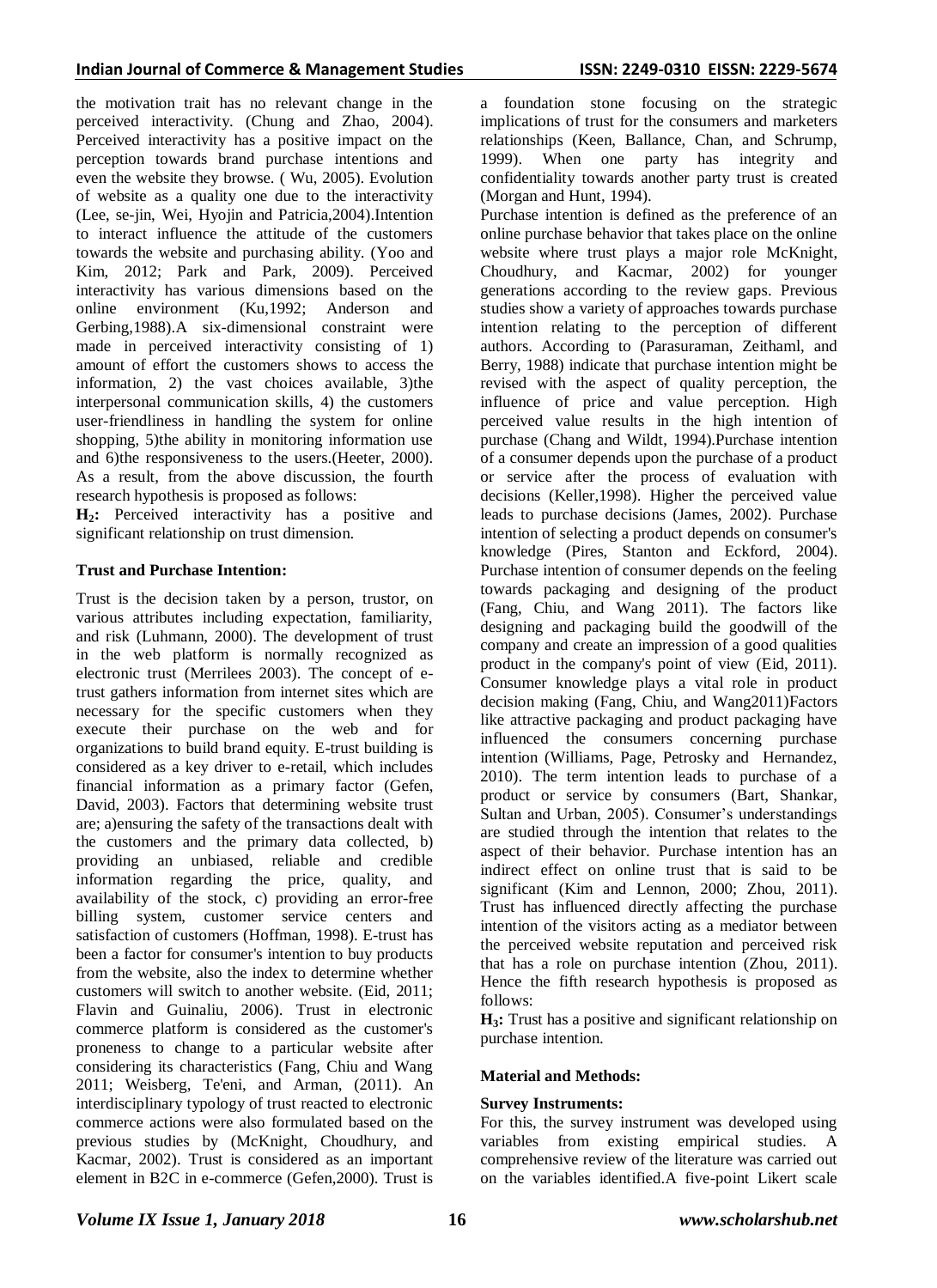the motivation trait has no relevant change in the perceived interactivity. (Chung and Zhao, 2004). Perceived interactivity has a positive impact on the perception towards brand purchase intentions and even the website they browse. ( Wu, 2005). Evolution of website as a quality one due to the interactivity (Lee, se-jin, Wei, Hyojin and Patricia,2004).Intention to interact influence the attitude of the customers towards the website and purchasing ability. (Yoo and Kim, 2012; Park and Park, 2009). Perceived interactivity has various dimensions based on the online environment (Ku,1992; Anderson and Gerbing,1988).A six-dimensional constraint were made in perceived interactivity consisting of 1) amount of effort the customers shows to access the information, 2) the vast choices available, 3)the interpersonal communication skills, 4) the customers user-friendliness in handling the system for online shopping, 5)the ability in monitoring information use and 6)the responsiveness to the users.(Heeter, 2000). As a result, from the above discussion, the fourth research hypothesis is proposed as follows:

**H$_2$:** Perceived interactivity has a positive and significant relationship on trust dimension.

**Trust and Purchase Intention:**

Trust is the decision taken by a person, trustor, on various attributes including expectation, familiarity, and risk (Luhmann, 2000). The development of trust in the web platform is normally recognized as electronic trust (Merrilees 2003). The concept of e-trust gathers information from internet sites which are necessary for the specific customers when they execute their purchase on the web and for organizations to build brand equity. E-trust building is considered as a key driver to e-retail, which includes financial information as a primary factor (Gefen, David, 2003). Factors that determining website trust are; a)ensuring the safety of the transactions dealt with the customers and the primary data collected, b) providing an unbiased, reliable and credible information regarding the price, quality, and availability of the stock, c) providing an error-free billing system, customer service centers and satisfaction of customers (Hoffman, 1998). E-trust has been a factor for consumer's intention to buy products from the website, also the index to determine whether customers will switch to another website. (Eid, 2011; Flavin and Guinaliu, 2006). Trust in electronic commerce platform is considered as the customer's proneness to change to a particular website after considering its characteristics (Fang, Chiu and Wang 2011; Weisberg, Te'eni, and Arman, (2011). An interdisciplinary typology of trust reacted to electronic commerce actions were also formulated based on the previous studies by (McKnight, Choudhury, and Kacmar, 2002). Trust is considered as an important element in B2C in e-commerce (Gefen,2000). Trust is a foundation stone focusing on the strategic implications of trust for the consumers and marketers relationships (Keen, Ballance, Chan, and Schrump, 1999). When one party has integrity and confidentiality towards another party trust is created (Morgan and Hunt, 1994).

Purchase intention is defined as the preference of an online purchase behavior that takes place on the online website where trust plays a major role McKnight, Choudhury, and Kacmar, 2002) for younger generations according to the review gaps. Previous studies show a variety of approaches towards purchase intention relating to the perception of different authors. According to (Parasuraman, Zeithaml, and Berry, 1988) indicate that purchase intention might be revised with the aspect of quality perception, the influence of price and value perception. High perceived value results in the high intention of purchase (Chang and Wildt, 1994).Purchase intention of a consumer depends upon the purchase of a product or service after the process of evaluation with decisions (Keller,1998). Higher the perceived value leads to purchase decisions (James, 2002). Purchase intention of selecting a product depends on consumer's knowledge (Pires, Stanton and Eckford, 2004). Purchase intention of consumer depends on the feeling towards packaging and designing of the product (Fang, Chiu, and Wang 2011). The factors like designing and packaging build the goodwill of the company and create an impression of a good qualities product in the company's point of view (Eid, 2011). Consumer knowledge plays a vital role in product decision making (Fang, Chiu, and Wang2011)Factors like attractive packaging and product packaging have influenced the consumers concerning purchase intention (Williams, Page, Petrosky and Hernandez, 2010). The term intention leads to purchase of a product or service by consumers (Bart, Shankar, Sultan and Urban, 2005). Consumer's understandings are studied through the intention that relates to the aspect of their behavior. Purchase intention has an indirect effect on online trust that is said to be significant (Kim and Lennon, 2000; Zhou, 2011). Trust has influenced directly affecting the purchase intention of the visitors acting as a mediator between the perceived website reputation and perceived risk that has a role on purchase intention (Zhou, 2011). Hence the fifth research hypothesis is proposed as follows:

**H$_3$:** Trust has a positive and significant relationship on purchase intention.

**Material and Methods:**

**Survey Instruments:**

For this, the survey instrument was developed using variables from existing empirical studies. A comprehensive review of the literature was carried out on the variables identified.A five-point Likert scale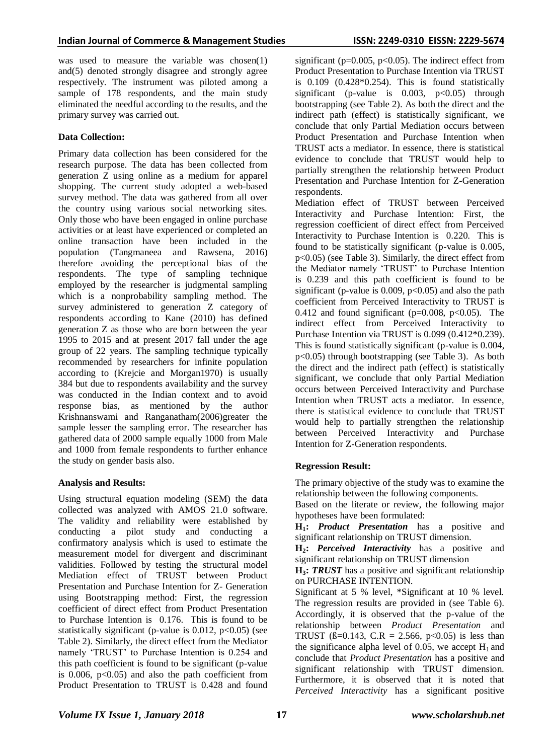was used to measure the variable was chosen(1) and(5) denoted strongly disagree and strongly agree respectively. The instrument was piloted among a sample of 178 respondents, and the main study eliminated the needful according to the results, and the primary survey was carried out.

**Data Collection:**

Primary data collection has been considered for the research purpose. The data has been collected from generation Z using online as a medium for apparel shopping. The current study adopted a web-based survey method. The data was gathered from all over the country using various social networking sites. Only those who have been engaged in online purchase activities or at least have experienced or completed an online transaction have been included in the population (Tangmaneea and Rawsena, 2016) therefore avoiding the perceptional bias of the respondents. The type of sampling technique employed by the researcher is judgmental sampling which is a nonprobability sampling method. The survey administered to generation Z category of respondents according to Kane (2010) has defined generation Z as those who are born between the year 1995 to 2015 and at present 2017 fall under the age group of 22 years. The sampling technique typically recommended by researchers for infinite population according to (Krejcie and Morgan1970) is usually 384 but due to respondents availability and the survey was conducted in the Indian context and to avoid response bias, as mentioned by the author Krishnanswami and Ranganatham(2006)greater the sample lesser the sampling error. The researcher has gathered data of 2000 sample equally 1000 from Male and 1000 from female respondents to further enhance the study on gender basis also.

**Analysis and Results:**

Using structural equation modeling (SEM) the data collected was analyzed with AMOS 21.0 software. The validity and reliability were established by conducting a pilot study and conducting a confirmatory analysis which is used to estimate the measurement model for divergent and discriminant validities. Followed by testing the structural model Mediation effect of TRUST between Product Presentation and Purchase Intention for Z- Generation using Bootstrapping method: First, the regression coefficient of direct effect from Product Presentation to Purchase Intention is 0.176. This is found to be statistically significant (p-value is 0.012, $p<0.05$) (see Table 2). Similarly, the direct effect from the Mediator namely 'TRUST' to Purchase Intention is 0.254 and this path coefficient is found to be significant (p-value is 0.006, $p<0.05$) and also the path coefficient from Product Presentation to TRUST is 0.428 and found significant ($p=0.005$, $p<0.05$). The indirect effect from Product Presentation to Purchase Intention via TRUST is 0.109 (0.428*0.254). This is found statistically significant (p-value is 0.003, $p<0.05$) through bootstrapping (see Table 2). As both the direct and the indirect path (effect) is statistically significant, we conclude that only Partial Mediation occurs between Product Presentation and Purchase Intention when TRUST acts a mediator. In essence, there is statistical evidence to conclude that TRUST would help to partially strengthen the relationship between Product Presentation and Purchase Intention for Z-Generation respondents.

Mediation effect of TRUST between Perceived Interactivity and Purchase Intention: First, the regression coefficient of direct effect from Perceived Interactivity to Purchase Intention is 0.220. This is found to be statistically significant (p-value is 0.005, $p<0.05$) (see Table 3). Similarly, the direct effect from the Mediator namely 'TRUST' to Purchase Intention is 0.239 and this path coefficient is found to be significant (p-value is 0.009, $p<0.05$) and also the path coefficient from Perceived Interactivity to TRUST is 0.412 and found significant ($p=0.008$, $p<0.05$). The indirect effect from Perceived Interactivity to Purchase Intention via TRUST is 0.099 (0.412*0.239). This is found statistically significant (p-value is 0.004, $p<0.05$) through bootstrapping (see Table 3). As both the direct and the indirect path (effect) is statistically significant, we conclude that only Partial Mediation occurs between Perceived Interactivity and Purchase Intention when TRUST acts a mediator. In essence, there is statistical evidence to conclude that TRUST would help to partially strengthen the relationship between Perceived Interactivity and Purchase Intention for Z-Generation respondents.

**Regression Result:**

The primary objective of the study was to examine the relationship between the following components.

Based on the literate or review, the following major hypotheses have been formulated:

**$H_1$:** ***Product Presentation*** has a positive and significant relationship on TRUST dimension.

**$H_2$:** ***Perceived Interactivity*** has a positive and significant relationship on TRUST dimension

**$H_3$:** ***TRUST*** has a positive and significant relationship on PURCHASE INTENTION.

Significant at 5 % level, *Significant at 10 % level. The regression results are provided in (see Table 6). Accordingly, it is observed that the p-value of the relationship between *Product Presentation* and TRUST ($ß=0.143$, C.R = 2.566, $p<0.05$) is less than the significance alpha level of 0.05, we accept $H_1$ and conclude that *Product Presentation* has a positive and significant relationship with TRUST dimension. Furthermore, it is observed that it is noted that *Perceived Interactivity* has a significant positive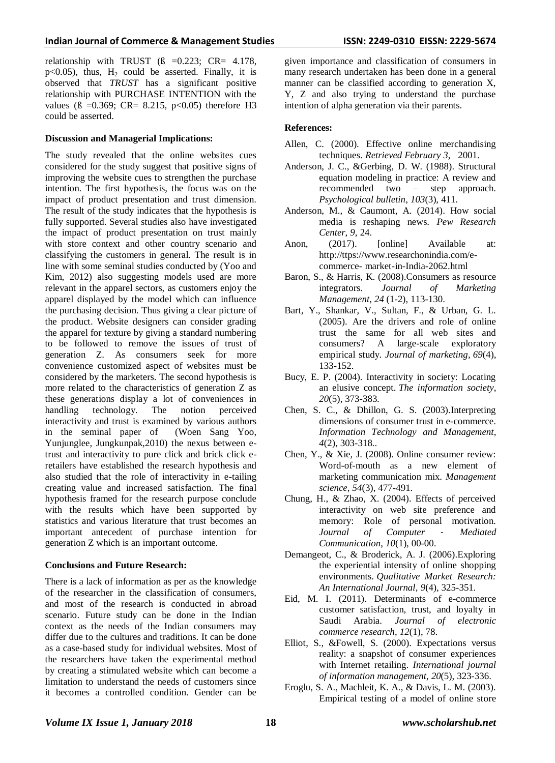relationship with TRUST (ß =0.223; CR= 4.178, $p<0.05$), thus, $H_2$ could be asserted. Finally, it is observed that *TRUST* has a significant positive relationship with PURCHASE INTENTION with the values (ß =0.369; CR= 8.215, $p<0.05$) therefore H3 could be asserted.

**Discussion and Managerial Implications:**

The study revealed that the online websites cues considered for the study suggest that positive signs of improving the website cues to strengthen the purchase intention. The first hypothesis, the focus was on the impact of product presentation and trust dimension. The result of the study indicates that the hypothesis is fully supported. Several studies also have investigated the impact of product presentation on trust mainly with store context and other country scenario and classifying the customers in general. The result is in line with some seminal studies conducted by (Yoo and Kim, 2012) also suggesting models used are more relevant in the apparel sectors, as customers enjoy the apparel displayed by the model which can influence the purchasing decision. Thus giving a clear picture of the product. Website designers can consider grading the apparel for texture by giving a standard numbering to be followed to remove the issues of trust of generation Z. As consumers seek for more convenience customized aspect of websites must be considered by the marketers. The second hypothesis is more related to the characteristics of generation Z as these generations display a lot of conveniences in handling technology. The notion perceived interactivity and trust is examined by various authors in the seminal paper of (Woen Sang Yoo, Yunjunglee, Jungkunpak,2010) the nexus between e-trust and interactivity to pure click and brick click e-retailers have established the research hypothesis and also studied that the role of interactivity in e-tailing creating value and increased satisfaction. The final hypothesis framed for the research purpose conclude with the results which have been supported by statistics and various literature that trust becomes an important antecedent of purchase intention for generation Z which is an important outcome.

**Conclusions and Future Research:**

There is a lack of information as per as the knowledge of the researcher in the classification of consumers, and most of the research is conducted in abroad scenario. Future study can be done in the Indian context as the needs of the Indian consumers may differ due to the cultures and traditions. It can be done as a case-based study for individual websites. Most of the researchers have taken the experimental method by creating a stimulated website which can become a limitation to understand the needs of customers since it becomes a controlled condition. Gender can be given importance and classification of consumers in many research undertaken has been done in a general manner can be classified according to generation X, Y, Z and also trying to understand the purchase intention of alpha generation via their parents.

**References:**

Allen, C. (2000). Effective online merchandising techniques. *Retrieved February 3*, 2001.

Anderson, J. C., &Gerbing, D. W. (1988). Structural equation modeling in practice: A review and recommended two – step approach. *Psychological bulletin*, *103*(3), 411.

Anderson, M., & Caumont, A. (2014). How social media is reshaping news. *Pew Research Center*, *9*, 24.

Anon, (2017). [online] Available at: http://ttps://www.researchonindia.com/e-commerce- market-in-India-2062.html

Baron, S., & Harris, K. (2008).Consumers as resource integrators. *Journal of Marketing Management*, *24* (1-2), 113-130.

Bart, Y., Shankar, V., Sultan, F., & Urban, G. L. (2005). Are the drivers and role of online trust the same for all web sites and consumers? A large-scale exploratory empirical study. *Journal of marketing*, *69*(4), 133-152.

Bucy, E. P. (2004). Interactivity in society: Locating an elusive concept. *The information society*, *20*(5), 373-383.

Chen, S. C., & Dhillon, G. S. (2003).Interpreting dimensions of consumer trust in e-commerce. *Information Technology and Management*, *4*(2), 303-318..

Chen, Y., & Xie, J. (2008). Online consumer review: Word-of-mouth as a new element of marketing communication mix. *Management science*, *54*(3), 477-491.

Chung, H., & Zhao, X. (2004). Effects of perceived interactivity on web site preference and memory: Role of personal motivation. *Journal of Computer - Mediated Communication*, *10*(1), 00-00.

Demangeot, C., & Broderick, A. J. (2006).Exploring the experiential intensity of online shopping environments. *Qualitative Market Research: An International Journal*, *9*(4), 325-351.

Eid, M. I. (2011). Determinants of e-commerce customer satisfaction, trust, and loyalty in Saudi Arabia. *Journal of electronic commerce research*, *12*(1), 78.

Elliot, S., &Fowell, S. (2000). Expectations versus reality: a snapshot of consumer experiences with Internet retailing. *International journal of information management*, *20*(5), 323-336.

Eroglu, S. A., Machleit, K. A., & Davis, L. M. (2003). Empirical testing of a model of online store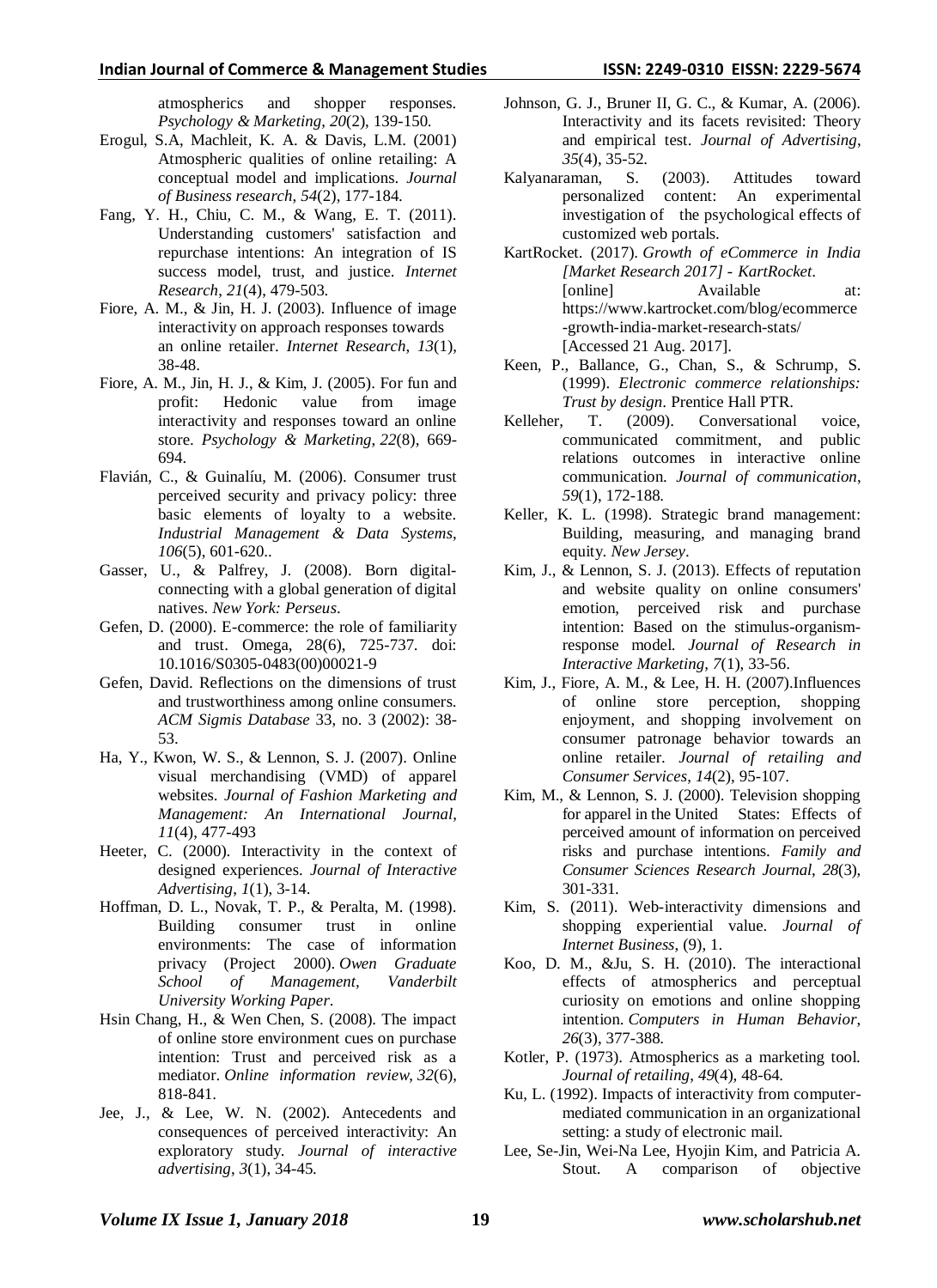atmospherics and shopper responses. *Psychology & Marketing*, *20*(2), 139-150.

Erogul, S.A, Machleit, K. A. & Davis, L.M. (2001) Atmospheric qualities of online retailing: A conceptual model and implications. *Journal of Business research*, *54*(2), 177-184.

Fang, Y. H., Chiu, C. M., & Wang, E. T. (2011). Understanding customers' satisfaction and repurchase intentions: An integration of IS success model, trust, and justice. *Internet Research*, *21*(4), 479-503.

Fiore, A. M., & Jin, H. J. (2003). Influence of image interactivity on approach responses towards an online retailer. *Internet Research*, *13*(1), 38-48.

Fiore, A. M., Jin, H. J., & Kim, J. (2005). For fun and profit: Hedonic value from image interactivity and responses toward an online store. *Psychology & Marketing*, *22*(8), 669-694.

Flavián, C., & Guinalíu, M. (2006). Consumer trust perceived security and privacy policy: three basic elements of loyalty to a website. *Industrial Management & Data Systems*, *106*(5), 601-620..

Gasser, U., & Palfrey, J. (2008). Born digital-connecting with a global generation of digital natives. *New York: Perseus*.

Gefen, D. (2000). E-commerce: the role of familiarity and trust. Omega, 28(6), 725-737. doi: 10.1016/S0305-0483(00)00021-9

Gefen, David. Reflections on the dimensions of trust and trustworthiness among online consumers. *ACM Sigmis Database* 33, no. 3 (2002): 38-53.

Ha, Y., Kwon, W. S., & Lennon, S. J. (2007). Online visual merchandising (VMD) of apparel websites. *Journal of Fashion Marketing and Management: An International Journal*, *11*(4), 477-493

Heeter, C. (2000). Interactivity in the context of designed experiences. *Journal of Interactive Advertising*, *1*(1), 3-14.

Hoffman, D. L., Novak, T. P., & Peralta, M. (1998). Building consumer trust in online environments: The case of information privacy (Project 2000). *Owen Graduate School of Management, Vanderbilt University Working Paper*.

Hsin Chang, H., & Wen Chen, S. (2008). The impact of online store environment cues on purchase intention: Trust and perceived risk as a mediator. *Online information review*, *32*(6), 818-841.

Jee, J., & Lee, W. N. (2002). Antecedents and consequences of perceived interactivity: An exploratory study. *Journal of interactive advertising*, *3*(1), 34-45.

Johnson, G. J., Bruner II, G. C., & Kumar, A. (2006). Interactivity and its facets revisited: Theory and empirical test. *Journal of Advertising*, *35*(4), 35-52.

Kalyanaraman, S. (2003). Attitudes toward personalized content: An experimental investigation of the psychological effects of customized web portals.

KartRocket. (2017). *Growth of eCommerce in India [Market Research 2017] - KartRocket*. [online] Available at: https://www.kartrocket.com/blog/ecommerce-growth-india-market-research-stats/ [Accessed 21 Aug. 2017].

Keen, P., Ballance, G., Chan, S., & Schrump, S. (1999). *Electronic commerce relationships: Trust by design*. Prentice Hall PTR.

Kelleher, T. (2009). Conversational voice, communicated commitment, and public relations outcomes in interactive online communication. *Journal of communication*, *59*(1), 172-188.

Keller, K. L. (1998). Strategic brand management: Building, measuring, and managing brand equity. *New Jersey*.

Kim, J., & Lennon, S. J. (2013). Effects of reputation and website quality on online consumers' emotion, perceived risk and purchase intention: Based on the stimulus-organism-response model. *Journal of Research in Interactive Marketing*, *7*(1), 33-56.

Kim, J., Fiore, A. M., & Lee, H. H. (2007).Influences of online store perception, shopping enjoyment, and shopping involvement on consumer patronage behavior towards an online retailer. *Journal of retailing and Consumer Services*, *14*(2), 95-107.

Kim, M., & Lennon, S. J. (2000). Television shopping for apparel in the United States: Effects of perceived amount of information on perceived risks and purchase intentions. *Family and Consumer Sciences Research Journal*, *28*(3), 301-331.

Kim, S. (2011). Web-interactivity dimensions and shopping experiential value. *Journal of Internet Business*, (9), 1.

Koo, D. M., &Ju, S. H. (2010). The interactional effects of atmospherics and perceptual curiosity on emotions and online shopping intention. *Computers in Human Behavior*, *26*(3), 377-388.

Kotler, P. (1973). Atmospherics as a marketing tool. *Journal of retailing*, *49*(4), 48-64.

Ku, L. (1992). Impacts of interactivity from computer-mediated communication in an organizational setting: a study of electronic mail.

Lee, Se-Jin, Wei-Na Lee, Hyojin Kim, and Patricia A. Stout. A comparison of objective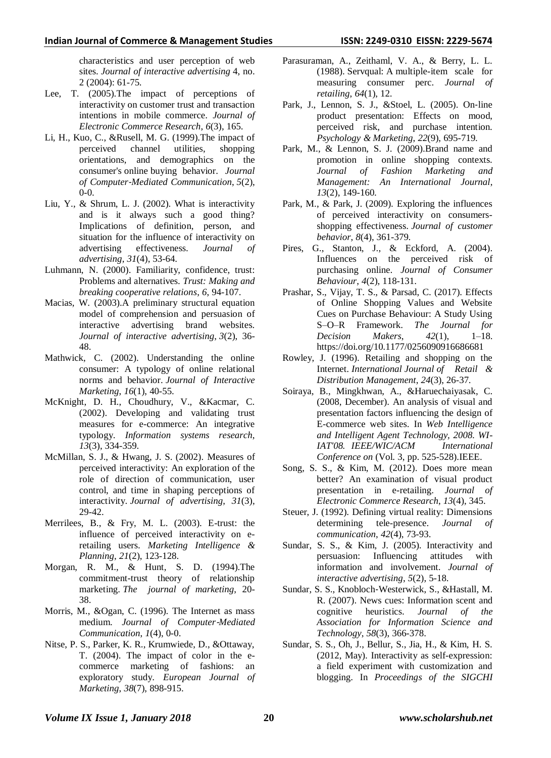characteristics and user perception of web sites. *Journal of interactive advertising* 4, no. 2 (2004): 61-75.

Lee, T. (2005).The impact of perceptions of interactivity on customer trust and transaction intentions in mobile commerce. *Journal of Electronic Commerce Research*, *6*(3), 165.

Li, H., Kuo, C., &Rusell, M. G. (1999).The impact of perceived channel utilities, shopping orientations, and demographics on the consumer's online buying behavior. *Journal of Computer-Mediated Communication*, *5*(2), 0-0.

Liu, Y., & Shrum, L. J. (2002). What is interactivity and is it always such a good thing? Implications of definition, person, and situation for the influence of interactivity on advertising effectiveness. *Journal of advertising*, *31*(4), 53-64.

Luhmann, N. (2000). Familiarity, confidence, trust: Problems and alternatives. *Trust: Making and breaking cooperative relations*, *6*, 94-107.

Macias, W. (2003).A preliminary structural equation model of comprehension and persuasion of interactive advertising brand websites. *Journal of interactive advertising*, *3*(2), 36-48.

Mathwick, C. (2002). Understanding the online consumer: A typology of online relational norms and behavior. *Journal of Interactive Marketing*, *16*(1), 40-55.

McKnight, D. H., Choudhury, V., &Kacmar, C. (2002). Developing and validating trust measures for e-commerce: An integrative typology. *Information systems research*, *13*(3), 334-359.

McMillan, S. J., & Hwang, J. S. (2002). Measures of perceived interactivity: An exploration of the role of direction of communication, user control, and time in shaping perceptions of interactivity. *Journal of advertising*, *31*(3), 29-42.

Merrilees, B., & Fry, M. L. (2003). E-trust: the influence of perceived interactivity on e-retailing users. *Marketing Intelligence & Planning*, *21*(2), 123-128.

Morgan, R. M., & Hunt, S. D. (1994).The commitment-trust theory of relationship marketing. *The journal of marketing*, 20-38.

Morris, M., &Ogan, C. (1996). The Internet as mass medium. *Journal of Computer-Mediated Communication*, *1*(4), 0-0.

Nitse, P. S., Parker, K. R., Krumwiede, D., &Ottaway, T. (2004). The impact of color in the e-commerce marketing of fashions: an exploratory study. *European Journal of Marketing*, *38*(7), 898-915.

Parasuraman, A., Zeithaml, V. A., & Berry, L. L. (1988). Servqual: A multiple-item scale for measuring consumer perc. *Journal of retailing*, *64*(1), 12.

Park, J., Lennon, S. J., &Stoel, L. (2005). On-line product presentation: Effects on mood, perceived risk, and purchase intention. *Psychology & Marketing*, *22*(9), 695-719.

Park, M., & Lennon, S. J. (2009).Brand name and promotion in online shopping contexts. *Journal of Fashion Marketing and Management: An International Journal*, *13*(2), 149-160.

Park, M., & Park, J. (2009). Exploring the influences of perceived interactivity on consumers-shopping effectiveness. *Journal of customer behavior*, *8*(4), 361-379.

Pires, G., Stanton, J., & Eckford, A. (2004). Influences on the perceived risk of purchasing online. *Journal of Consumer Behaviour*, *4*(2), 118-131.

Prashar, S., Vijay, T. S., & Parsad, C. (2017). Effects of Online Shopping Values and Website Cues on Purchase Behaviour: A Study Using S–O–R Framework. *The Journal for Decision Makers*, *42*(1), 1–18. https://doi.org/10.1177/0256090916686681

Rowley, J. (1996). Retailing and shopping on the Internet. *International Journal of Retail & Distribution Management*, *24*(3), 26-37.

Soiraya, B., Mingkhwan, A., &Haruechaiyasak, C. (2008, December). An analysis of visual and presentation factors influencing the design of E-commerce web sites. In *Web Intelligence and Intelligent Agent Technology, 2008. WI-IAT'08. IEEE/WIC/ACM International Conference on* (Vol. 3, pp. 525-528).IEEE.

Song, S. S., & Kim, M. (2012). Does more mean better? An examination of visual product presentation in e-retailing. *Journal of Electronic Commerce Research*, *13*(4), 345.

Steuer, J. (1992). Defining virtual reality: Dimensions determining tele-presence. *Journal of communication*, *42*(4), 73-93.

Sundar, S. S., & Kim, J. (2005). Interactivity and persuasion: Influencing attitudes with information and involvement. *Journal of interactive advertising*, *5*(2), 5-18.

Sundar, S. S., Knobloch-Westerwick, S., &Hastall, M. R. (2007). News cues: Information scent and cognitive heuristics. *Journal of the Association for Information Science and Technology*, *58*(3), 366-378.

Sundar, S. S., Oh, J., Bellur, S., Jia, H., & Kim, H. S. (2012, May). Interactivity as self-expression: a field experiment with customization and blogging. In *Proceedings of the SIGCHI*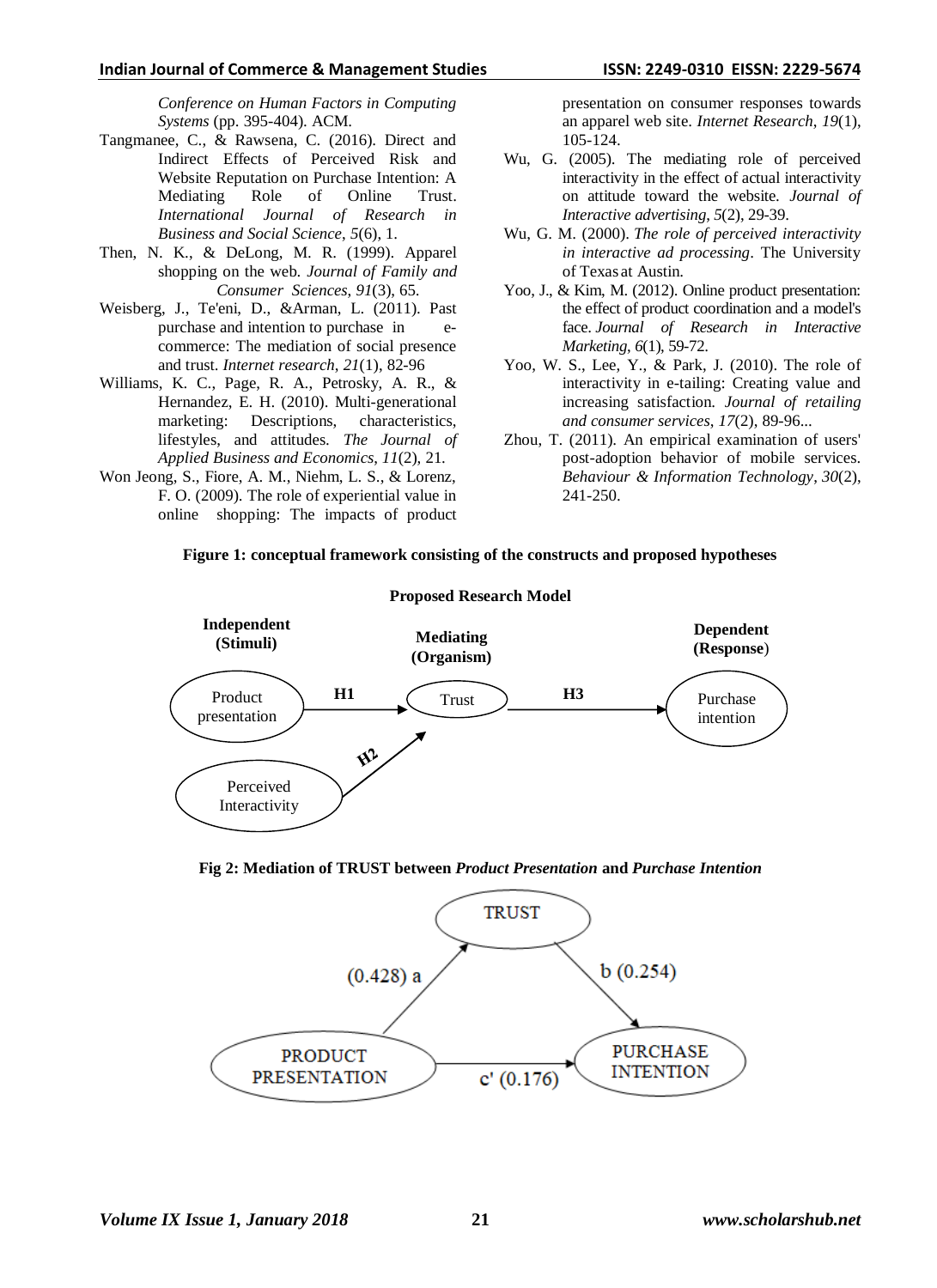Conference on Human Factors in Computing Systems (pp. 395-404). ACM.

Tangmanee, C., & Rawsena, C. (2016). Direct and Indirect Effects of Perceived Risk and Website Reputation on Purchase Intention: A Mediating Role of Online Trust. *International Journal of Research in Business and Social Science*, *5*(6), 1.

Then, N. K., & DeLong, M. R. (1999). Apparel shopping on the web. *Journal of Family and Consumer Sciences*, *91*(3), 65.

Weisberg, J., Te'eni, D., &Arman, L. (2011). Past purchase and intention to purchase in e-commerce: The mediation of social presence and trust. *Internet research*, *21*(1), 82-96

Williams, K. C., Page, R. A., Petrosky, A. R., & Hernandez, E. H. (2010). Multi-generational marketing: Descriptions, characteristics, lifestyles, and attitudes. *The Journal of Applied Business and Economics*, *11*(2), 21.

Won Jeong, S., Fiore, A. M., Niehm, L. S., & Lorenz, F. O. (2009). The role of experiential value in online shopping: The impacts of product presentation on consumer responses towards an apparel web site. *Internet Research*, *19*(1), 105-124.

Wu, G. (2005). The mediating role of perceived interactivity in the effect of actual interactivity on attitude toward the website. *Journal of Interactive advertising*, *5*(2), 29-39.

Wu, G. M. (2000). *The role of perceived interactivity in interactive ad processing*. The University of Texas at Austin.

Yoo, J., & Kim, M. (2012). Online product presentation: the effect of product coordination and a model's face. *Journal of Research in Interactive Marketing*, *6*(1), 59-72.

Yoo, W. S., Lee, Y., & Park, J. (2010). The role of interactivity in e-tailing: Creating value and increasing satisfaction. *Journal of retailing and consumer services*, *17*(2), 89-96...

Zhou, T. (2011). An empirical examination of users' post-adoption behavior of mobile services. *Behaviour & Information Technology*, *30*(2), 241-250.

**Figure 1: conceptual framework consisting of the constructs and proposed hypotheses**

**Proposed Research Model**

**Fig 2: Mediation of TRUST between *Product Presentation* and *Purchase Intention***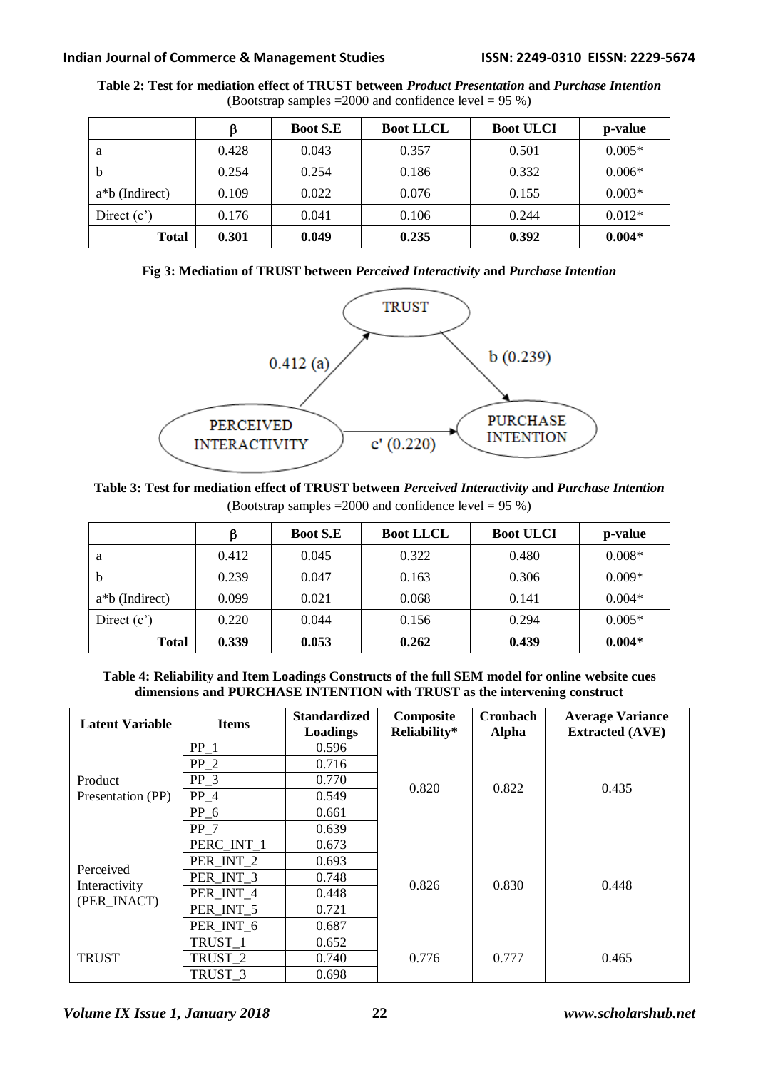**Table 2: Test for mediation effect of TRUST between *Product Presentation* and *Purchase Intention***
(Bootstrap samples =2000 and confidence level = 95 %)

| | β | Boot S.E | Boot LLCL | Boot ULCI | p-value |
|---|---|---|---|---|---|
| a | 0.428 | 0.043 | 0.357 | 0.501 | 0.005* |
| b | 0.254 | 0.254 | 0.186 | 0.332 | 0.006* |
| a*b (Indirect) | 0.109 | 0.022 | 0.076 | 0.155 | 0.003* |
| Direct (c') | 0.176 | 0.041 | 0.106 | 0.244 | 0.012* |
| **Total** | **0.301** | **0.049** | **0.235** | **0.392** | **0.004*** |

**Fig 3: Mediation of TRUST between *Perceived Interactivity* and *Purchase Intention***

TRUST; PERCEIVED INTERACTIVITY → TRUST: 0.412 (a); TRUST → PURCHASE INTENTION: b (0.239); PERCEIVED INTERACTIVITY → PURCHASE INTENTION: c' (0.220)

**Table 3: Test for mediation effect of TRUST between *Perceived Interactivity* and *Purchase Intention***
(Bootstrap samples =2000 and confidence level = 95 %)

| | β | Boot S.E | Boot LLCL | Boot ULCI | p-value |
|---|---|---|---|---|---|
| a | 0.412 | 0.045 | 0.322 | 0.480 | 0.008* |
| b | 0.239 | 0.047 | 0.163 | 0.306 | 0.009* |
| a*b (Indirect) | 0.099 | 0.021 | 0.068 | 0.141 | 0.004* |
| Direct (c') | 0.220 | 0.044 | 0.156 | 0.294 | 0.005* |
| **Total** | **0.339** | **0.053** | **0.262** | **0.439** | **0.004*** |

**Table 4: Reliability and Item Loadings Constructs of the full SEM model for online website cues dimensions and PURCHASE INTENTION with TRUST as the intervening construct**

| Latent Variable | Items | Standardized Loadings | Composite Reliability* | Cronbach Alpha | Average Variance Extracted (AVE) |
|---|---|---|---|---|---|
| Product Presentation (PP) | PP_1 | 0.596 | 0.820 | 0.822 | 0.435 |
| | PP_2 | 0.716 | | | |
| | PP_3 | 0.770 | | | |
| | PP_4 | 0.549 | | | |
| | PP_6 | 0.661 | | | |
| | PP_7 | 0.639 | | | |
| Perceived Interactivity (PER_INACT) | PERC_INT_1 | 0.673 | 0.826 | 0.830 | 0.448 |
| | PER_INT_2 | 0.693 | | | |
| | PER_INT_3 | 0.748 | | | |
| | PER_INT_4 | 0.448 | | | |
| | PER_INT_5 | 0.721 | | | |
| | PER_INT_6 | 0.687 | | | |
| TRUST | TRUST_1 | 0.652 | 0.776 | 0.777 | 0.465 |
| | TRUST_2 | 0.740 | | | |
| | TRUST_3 | 0.698 | | | |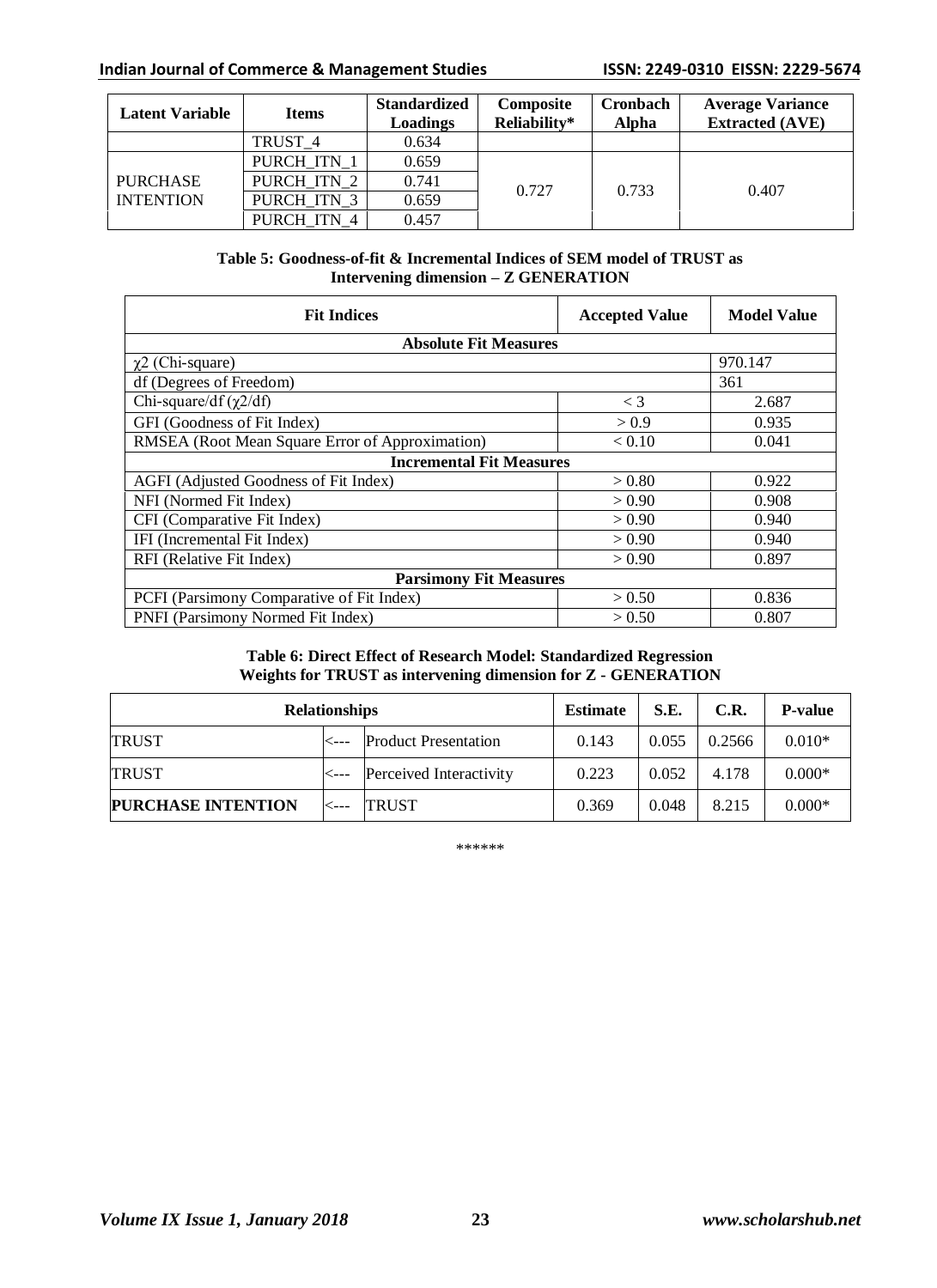| Latent Variable | Items | Standardized Loadings | Composite Reliability* | Cronbach Alpha | Average Variance Extracted (AVE) |
|---|---|---|---|---|---|
| | TRUST_4 | 0.634 | | | |
| PURCHASE INTENTION | PURCH_ITN_1 | 0.659 | 0.727 | 0.733 | 0.407 |
| | PURCH_ITN_2 | 0.741 | | | |
| | PURCH_ITN_3 | 0.659 | | | |
| | PURCH_ITN_4 | 0.457 | | | |

**Table 5: Goodness-of-fit & Incremental Indices of SEM model of TRUST as Intervening dimension – Z GENERATION**

| Fit Indices | Accepted Value | Model Value |
|---|---|---|
| **Absolute Fit Measures** | | |
| $\chi2$ (Chi-square) | | 970.147 |
| df (Degrees of Freedom) | | 361 |
| Chi-square/df ($\chi2$/df) | < 3 | 2.687 |
| GFI (Goodness of Fit Index) | > 0.9 | 0.935 |
| RMSEA (Root Mean Square Error of Approximation) | < 0.10 | 0.041 |
| **Incremental Fit Measures** | | |
| AGFI (Adjusted Goodness of Fit Index) | > 0.80 | 0.922 |
| NFI (Normed Fit Index) | > 0.90 | 0.908 |
| CFI (Comparative Fit Index) | > 0.90 | 0.940 |
| IFI (Incremental Fit Index) | > 0.90 | 0.940 |
| RFI (Relative Fit Index) | > 0.90 | 0.897 |
| **Parsimony Fit Measures** | | |
| PCFI (Parsimony Comparative of Fit Index) | > 0.50 | 0.836 |
| PNFI (Parsimony Normed Fit Index) | > 0.50 | 0.807 |

**Table 6: Direct Effect of Research Model: Standardized Regression Weights for TRUST as intervening dimension for Z - GENERATION**

| Relationships | | | Estimate | S.E. | C.R. | P-value |
|---|---|---|---|---|---|---|
| TRUST | <--- | Product Presentation | 0.143 | 0.055 | 0.2566 | 0.010* |
| TRUST | <--- | Perceived Interactivity | 0.223 | 0.052 | 4.178 | 0.000* |
| **PURCHASE INTENTION** | <--- | TRUST | 0.369 | 0.048 | 8.215 | 0.000* |

******